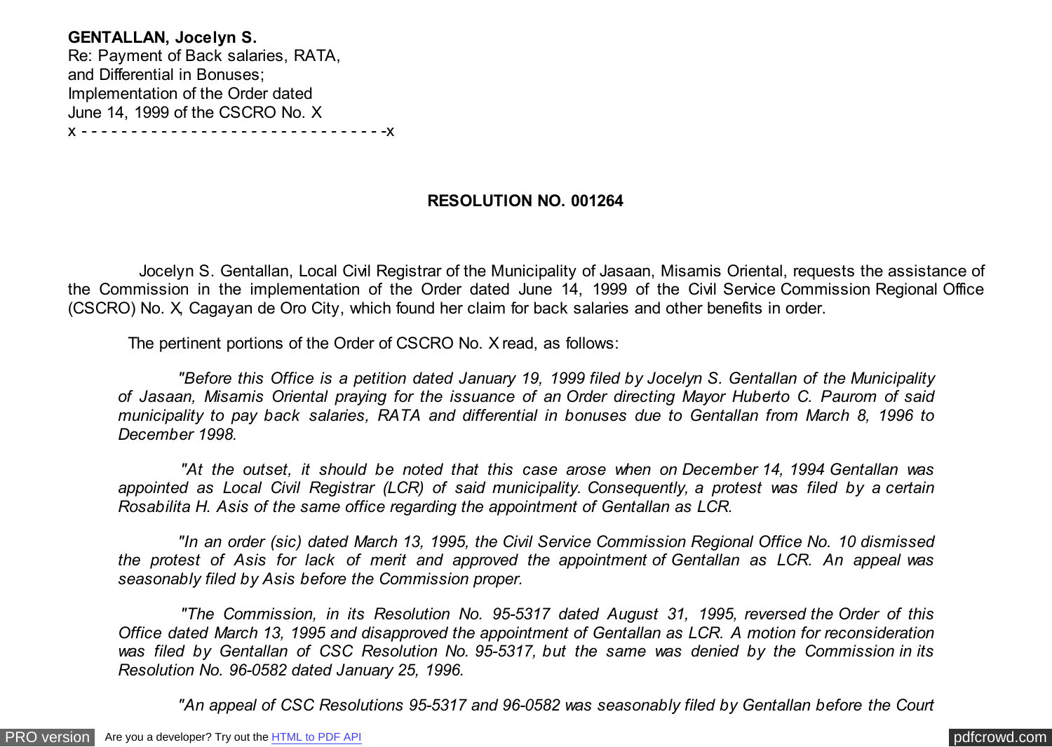**GENTALLAN, Jocelyn S.**
Re: Payment of Back salaries, RATA, and Differential in Bonuses;
Implementation of the Order dated June 14, 1999 of the CSCRO No. X
x - - - - - - - - - - - - - - - - - - - - - - - - - - - - - -x

**RESOLUTION NO. 001264**

Jocelyn S. Gentallan, Local Civil Registrar of the Municipality of Jasaan, Misamis Oriental, requests the assistance of the Commission in the implementation of the Order dated June 14, 1999 of the Civil Service Commission Regional Office (CSCRO) No. X, Cagayan de Oro City, which found her claim for back salaries and other benefits in order.

The pertinent portions of the Order of CSCRO No. X read, as follows:

> *"Before this Office is a petition dated January 19, 1999 filed by Jocelyn S. Gentallan of the Municipality of Jasaan, Misamis Oriental praying for the issuance of an Order directing Mayor Huberto C. Paurom of said municipality to pay back salaries, RATA and differential in bonuses due to Gentallan from March 8, 1996 to December 1998.*
>
> *"At the outset, it should be noted that this case arose when on December 14, 1994 Gentallan was appointed as Local Civil Registrar (LCR) of said municipality. Consequently, a protest was filed by a certain Rosabilita H. Asis of the same office regarding the appointment of Gentallan as LCR.*
>
> *"In an order (sic) dated March 13, 1995, the Civil Service Commission Regional Office No. 10 dismissed the protest of Asis for lack of merit and approved the appointment of Gentallan as LCR. An appeal was seasonably filed by Asis before the Commission proper.*
>
> *"The Commission, in its Resolution No. 95-5317 dated August 31, 1995, reversed the Order of this Office dated March 13, 1995 and disapproved the appointment of Gentallan as LCR. A motion for reconsideration was filed by Gentallan of CSC Resolution No. 95-5317, but the same was denied by the Commission in its Resolution No. 96-0582 dated January 25, 1996.*
>
> *"An appeal of CSC Resolutions 95-5317 and 96-0582 was seasonably filed by Gentallan before the Court*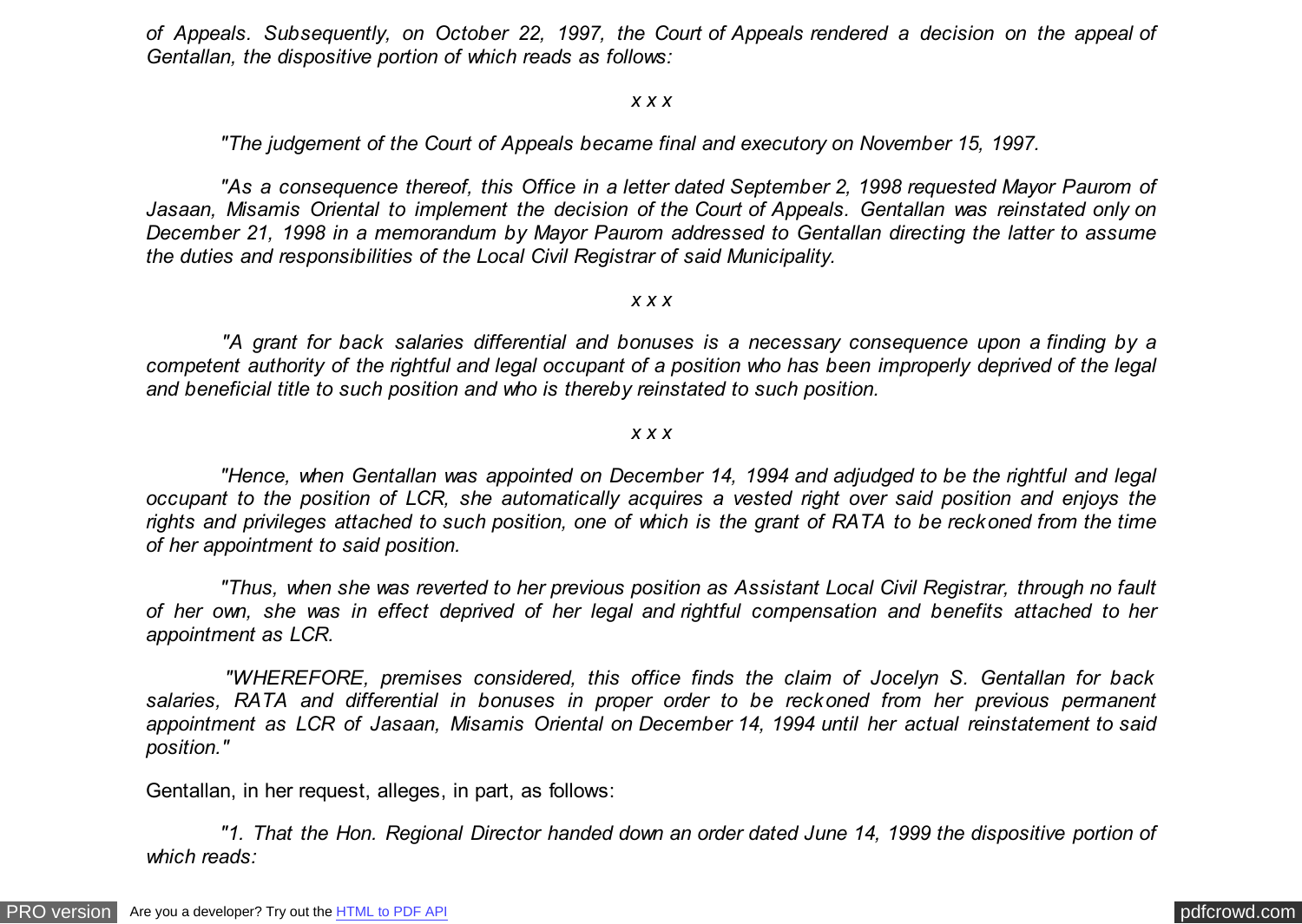*of Appeals. Subsequently, on October 22, 1997, the Court of Appeals rendered a decision on the appeal of Gentallan, the dispositive portion of which reads as follows:*

*x x x*

*"The judgement of the Court of Appeals became final and executory on November 15, 1997.*

*"As a consequence thereof, this Office in a letter dated September 2, 1998 requested Mayor Paurom of Jasaan, Misamis Oriental to implement the decision of the Court of Appeals. Gentallan was reinstated only on December 21, 1998 in a memorandum by Mayor Paurom addressed to Gentallan directing the latter to assume the duties and responsibilities of the Local Civil Registrar of said Municipality.*

*x x x*

*"A grant for back salaries differential and bonuses is a necessary consequence upon a finding by a competent authority of the rightful and legal occupant of a position who has been improperly deprived of the legal and beneficial title to such position and who is thereby reinstated to such position.*

*x x x*

*"Hence, when Gentallan was appointed on December 14, 1994 and adjudged to be the rightful and legal occupant to the position of LCR, she automatically acquires a vested right over said position and enjoys the rights and privileges attached to such position, one of which is the grant of RATA to be reckoned from the time of her appointment to said position.*

*"Thus, when she was reverted to her previous position as Assistant Local Civil Registrar, through no fault of her own, she was in effect deprived of her legal and rightful compensation and benefits attached to her appointment as LCR.*

*"WHEREFORE, premises considered, this office finds the claim of Jocelyn S. Gentallan for back salaries, RATA and differential in bonuses in proper order to be reckoned from her previous permanent appointment as LCR of Jasaan, Misamis Oriental on December 14, 1994 until her actual reinstatement to said position."*

Gentallan, in her request, alleges, in part, as follows:

*"1. That the Hon. Regional Director handed down an order dated June 14, 1999 the dispositive portion of which reads:*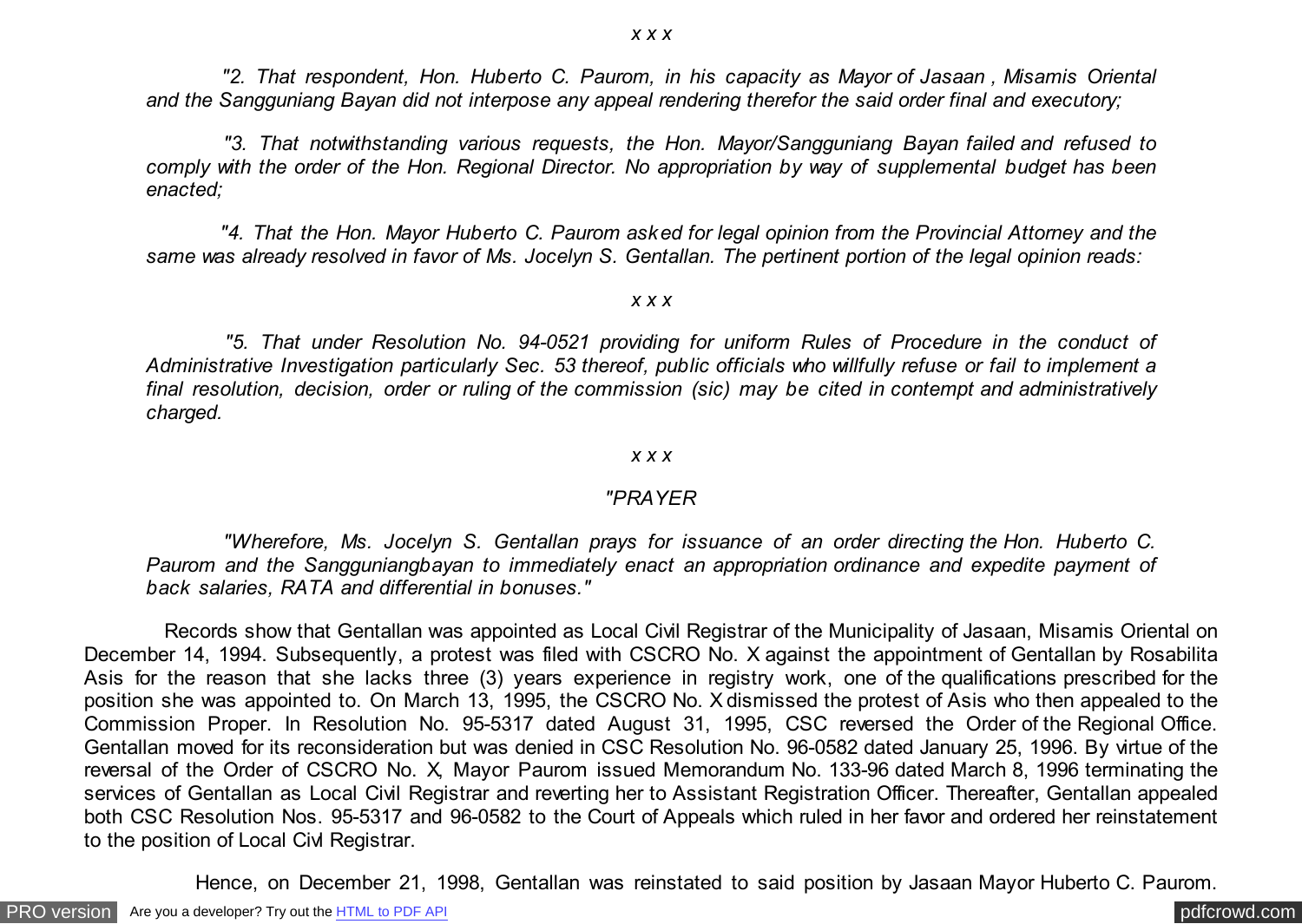*x x x*

*"2. That respondent, Hon. Huberto C. Paurom, in his capacity as Mayor of Jasaan , Misamis Oriental and the Sangguniang Bayan did not interpose any appeal rendering therefor the said order final and executory;*

*"3. That notwithstanding various requests, the Hon. Mayor/Sangguniang Bayan failed and refused to comply with the order of the Hon. Regional Director. No appropriation by way of supplemental budget has been enacted;*

*"4. That the Hon. Mayor Huberto C. Paurom asked for legal opinion from the Provincial Attorney and the same was already resolved in favor of Ms. Jocelyn S. Gentallan. The pertinent portion of the legal opinion reads:*

*x x x*

*"5. That under Resolution No. 94-0521 providing for uniform Rules of Procedure in the conduct of Administrative Investigation particularly Sec. 53 thereof, public officials who willfully refuse or fail to implement a final resolution, decision, order or ruling of the commission (sic) may be cited in contempt and administratively charged.*

*x x x*

*"PRAYER*

*"Wherefore, Ms. Jocelyn S. Gentallan prays for issuance of an order directing the Hon. Huberto C. Paurom and the Sangguniangbayan to immediately enact an appropriation ordinance and expedite payment of back salaries, RATA and differential in bonuses."*

Records show that Gentallan was appointed as Local Civil Registrar of the Municipality of Jasaan, Misamis Oriental on December 14, 1994. Subsequently, a protest was filed with CSCRO No. X against the appointment of Gentallan by Rosabilita Asis for the reason that she lacks three (3) years experience in registry work, one of the qualifications prescribed for the position she was appointed to. On March 13, 1995, the CSCRO No. X dismissed the protest of Asis who then appealed to the Commission Proper. In Resolution No. 95-5317 dated August 31, 1995, CSC reversed the Order of the Regional Office. Gentallan moved for its reconsideration but was denied in CSC Resolution No. 96-0582 dated January 25, 1996. By virtue of the reversal of the Order of CSCRO No. X, Mayor Paurom issued Memorandum No. 133-96 dated March 8, 1996 terminating the services of Gentallan as Local Civil Registrar and reverting her to Assistant Registration Officer. Thereafter, Gentallan appealed both CSC Resolution Nos. 95-5317 and 96-0582 to the Court of Appeals which ruled in her favor and ordered her reinstatement to the position of Local Civil Registrar.

Hence, on December 21, 1998, Gentallan was reinstated to said position by Jasaan Mayor Huberto C. Paurom.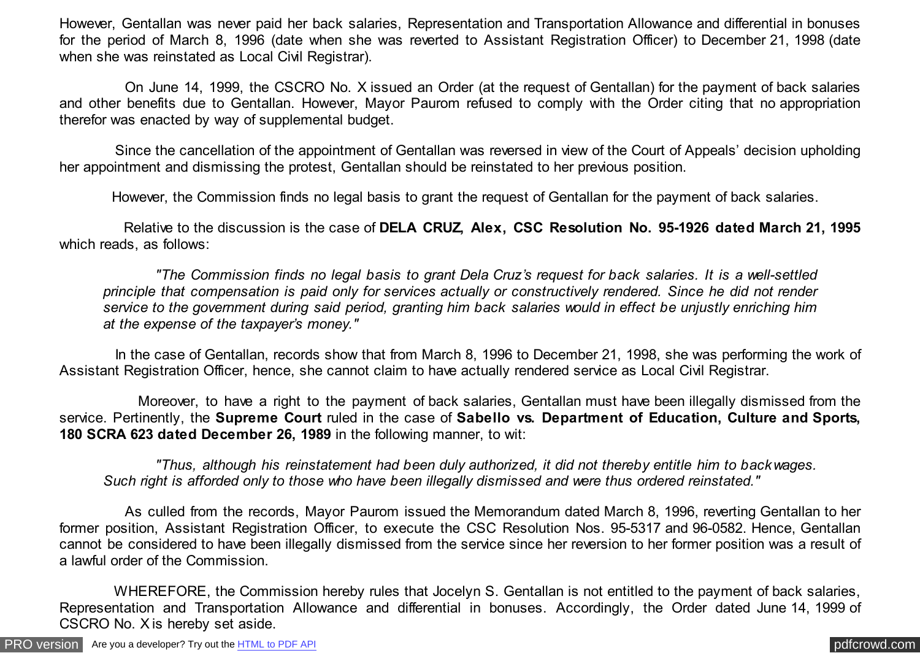However, Gentallan was never paid her back salaries, Representation and Transportation Allowance and differential in bonuses for the period of March 8, 1996 (date when she was reverted to Assistant Registration Officer) to December 21, 1998 (date when she was reinstated as Local Civil Registrar).

On June 14, 1999, the CSCRO No. X issued an Order (at the request of Gentallan) for the payment of back salaries and other benefits due to Gentallan. However, Mayor Paurom refused to comply with the Order citing that no appropriation therefor was enacted by way of supplemental budget.

Since the cancellation of the appointment of Gentallan was reversed in view of the Court of Appeals' decision upholding her appointment and dismissing the protest, Gentallan should be reinstated to her previous position.

However, the Commission finds no legal basis to grant the request of Gentallan for the payment of back salaries.

Relative to the discussion is the case of **DELA CRUZ, Alex, CSC Resolution No. 95-1926 dated March 21, 1995** which reads, as follows:

> *"The Commission finds no legal basis to grant Dela Cruz's request for back salaries. It is a well-settled principle that compensation is paid only for services actually or constructively rendered. Since he did not render service to the government during said period, granting him back salaries would in effect be unjustly enriching him at the expense of the taxpayer's money."*

In the case of Gentallan, records show that from March 8, 1996 to December 21, 1998, she was performing the work of Assistant Registration Officer, hence, she cannot claim to have actually rendered service as Local Civil Registrar.

Moreover, to have a right to the payment of back salaries, Gentallan must have been illegally dismissed from the service. Pertinently, the **Supreme Court** ruled in the case of **Sabello vs. Department of Education, Culture and Sports, 180 SCRA 623 dated December 26, 1989** in the following manner, to wit:

> *"Thus, although his reinstatement had been duly authorized, it did not thereby entitle him to backwages. Such right is afforded only to those who have been illegally dismissed and were thus ordered reinstated."*

As culled from the records, Mayor Paurom issued the Memorandum dated March 8, 1996, reverting Gentallan to her former position, Assistant Registration Officer, to execute the CSC Resolution Nos. 95-5317 and 96-0582. Hence, Gentallan cannot be considered to have been illegally dismissed from the service since her reversion to her former position was a result of a lawful order of the Commission.

WHEREFORE, the Commission hereby rules that Jocelyn S. Gentallan is not entitled to the payment of back salaries, Representation and Transportation Allowance and differential in bonuses. Accordingly, the Order dated June 14, 1999 of CSCRO No. X is hereby set aside.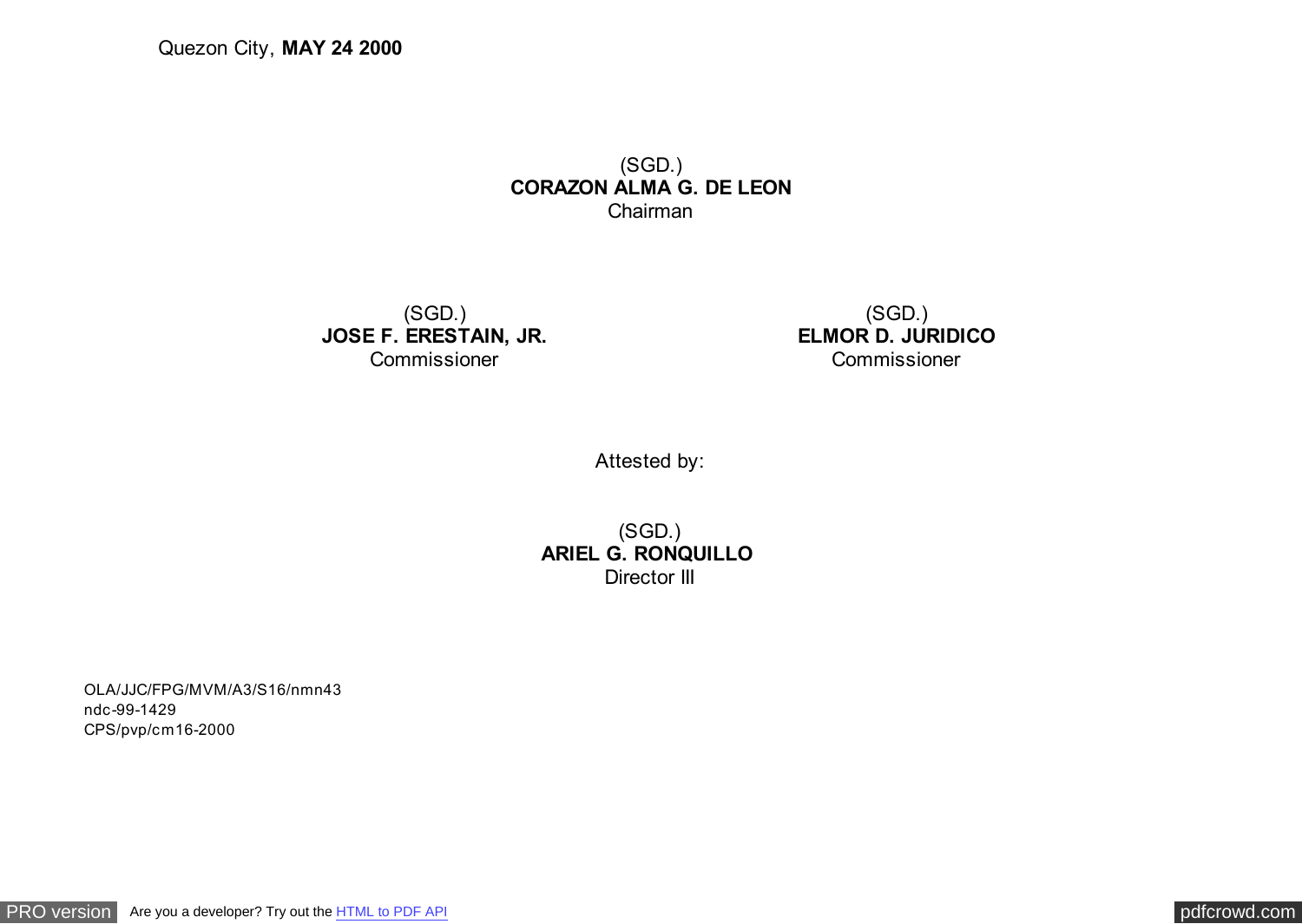Quezon City, **MAY 24 2000**

(SGD.)
**CORAZON ALMA G. DE LEON**
Chairman

(SGD.)
**JOSE F. ERESTAIN, JR.**
Commissioner

(SGD.)
**ELMOR D. JURIDICO**
Commissioner

Attested by:

(SGD.)
**ARIEL G. RONQUILLO**
Director III

OLA/JJC/FPG/MVM/A3/S16/nmn43
ndc-99-1429
CPS/pvp/cm16-2000